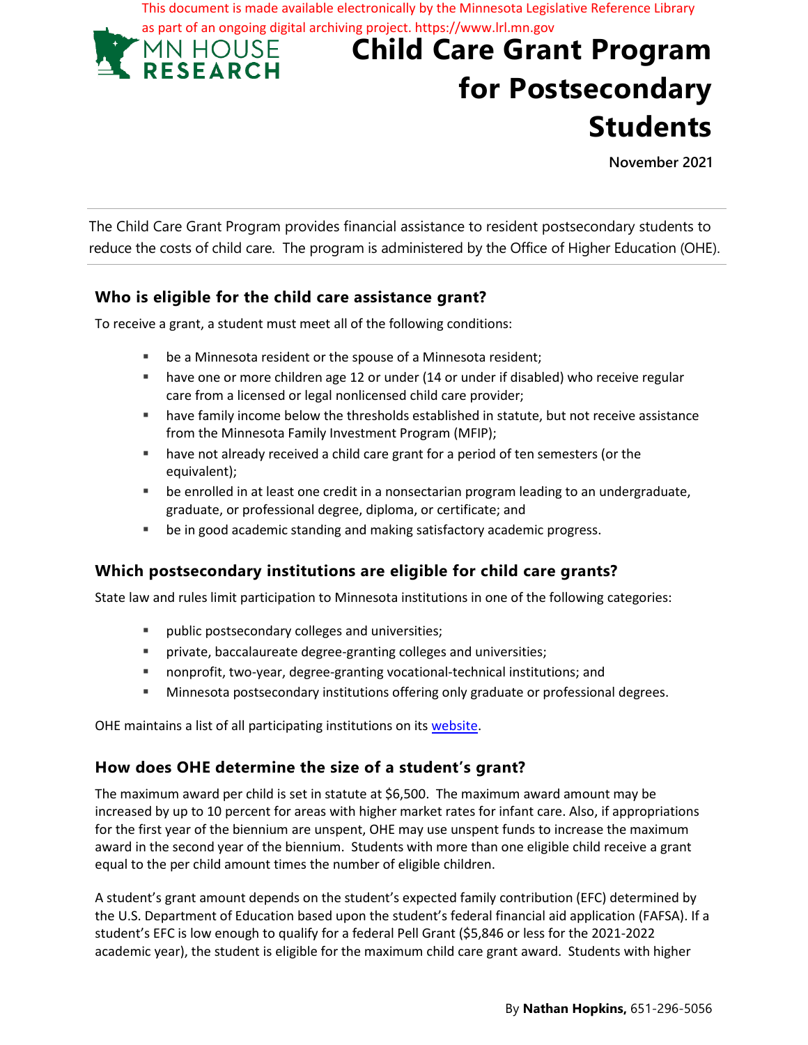This document is made available electronically by the Minnesota Legislative Reference Library as part of an ongoing digital archiving project. https://www.lrl.mn.gov

MN HOUSE RESEARCH

# Child Care Grant Program for Postsecondary Students

**November 2021**

The Child Care Grant Program provides financial assistance to resident postsecondary students to reduce the costs of child care. The program is administered by the Office of Higher Education (OHE).

## Who is eligible for the child care assistance grant?

To receive a grant, a student must meet all of the following conditions:

- be a Minnesota resident or the spouse of a Minnesota resident;
- have one or more children age 12 or under (14 or under if disabled) who receive regular care from a licensed or legal nonlicensed child care provider;
- have family income below the thresholds established in statute, but not receive assistance from the Minnesota Family Investment Program (MFIP);
- have not already received a child care grant for a period of ten semesters (or the equivalent);
- be enrolled in at least one credit in a nonsectarian program leading to an undergraduate, graduate, or professional degree, diploma, or certificate; and
- be in good academic standing and making satisfactory academic progress.

## Which postsecondary institutions are eligible for child care grants?

State law and rules limit participation to Minnesota institutions in one of the following categories:

- public postsecondary colleges and universities;
- private, baccalaureate degree-granting colleges and universities;
- nonprofit, two-year, degree-granting vocational-technical institutions; and
- Minnesota postsecondary institutions offering only graduate or professional degrees.

OHE maintains a list of all participating institutions on its website.

## How does OHE determine the size of a student's grant?

The maximum award per child is set in statute at $6,500. The maximum award amount may be increased by up to 10 percent for areas with higher market rates for infant care. Also, if appropriations for the first year of the biennium are unspent, OHE may use unspent funds to increase the maximum award in the second year of the biennium. Students with more than one eligible child receive a grant equal to the per child amount times the number of eligible children.

A student's grant amount depends on the student's expected family contribution (EFC) determined by the U.S. Department of Education based upon the student's federal financial aid application (FAFSA). If a student's EFC is low enough to qualify for a federal Pell Grant ($5,846 or less for the 2021-2022 academic year), the student is eligible for the maximum child care grant award. Students with higher

By **Nathan Hopkins,** 651-296-5056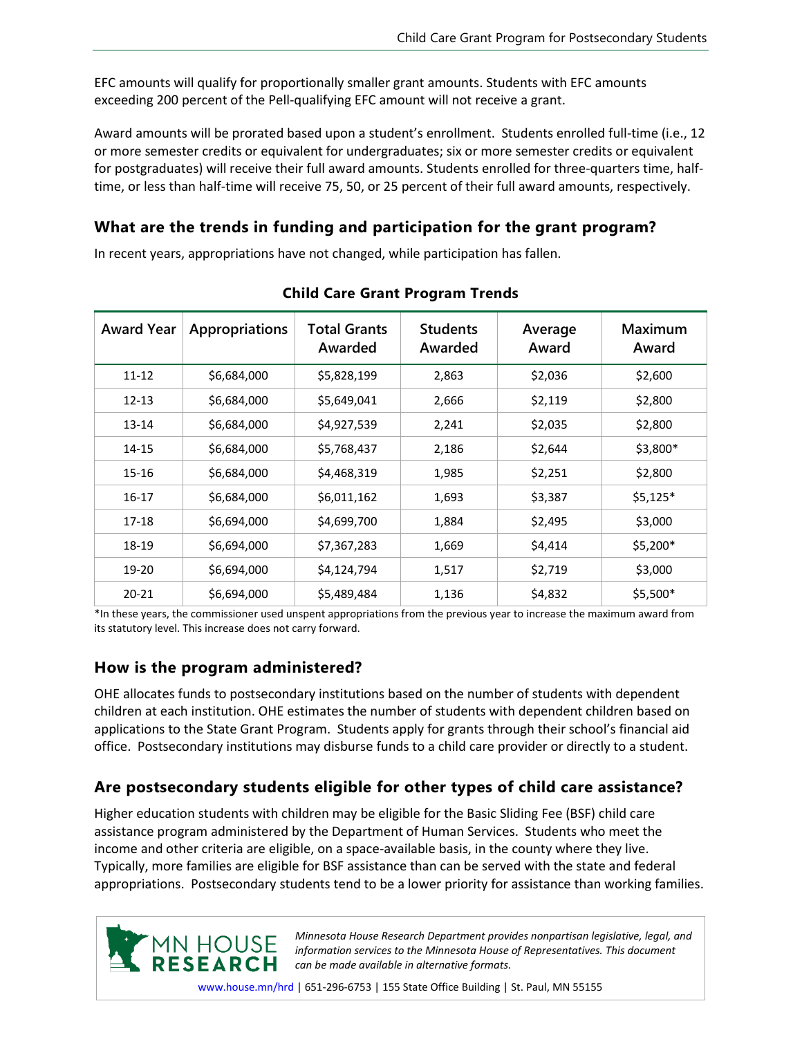EFC amounts will qualify for proportionally smaller grant amounts. Students with EFC amounts exceeding 200 percent of the Pell-qualifying EFC amount will not receive a grant.

Award amounts will be prorated based upon a student's enrollment. Students enrolled full-time (i.e., 12 or more semester credits or equivalent for undergraduates; six or more semester credits or equivalent for postgraduates) will receive their full award amounts. Students enrolled for three-quarters time, half-time, or less than half-time will receive 75, 50, or 25 percent of their full award amounts, respectively.

## What are the trends in funding and participation for the grant program?

In recent years, appropriations have not changed, while participation has fallen.

**Child Care Grant Program Trends**

| Award Year | Appropriations | Total Grants Awarded | Students Awarded | Average Award | Maximum Award |
|---|---|---|---|---|---|
| 11-12 | $6,684,000 | $5,828,199 | 2,863 | $2,036 | $2,600 |
| 12-13 | $6,684,000 | $5,649,041 | 2,666 | $2,119 | $2,800 |
| 13-14 | $6,684,000 | $4,927,539 | 2,241 | $2,035 | $2,800 |
| 14-15 | $6,684,000 | $5,768,437 | 2,186 | $2,644 | $3,800* |
| 15-16 | $6,684,000 | $4,468,319 | 1,985 | $2,251 | $2,800 |
| 16-17 | $6,684,000 | $6,011,162 | 1,693 | $3,387 | $5,125* |
| 17-18 | $6,694,000 | $4,699,700 | 1,884 | $2,495 | $3,000 |
| 18-19 | $6,694,000 | $7,367,283 | 1,669 | $4,414 | $5,200* |
| 19-20 | $6,694,000 | $4,124,794 | 1,517 | $2,719 | $3,000 |
| 20-21 | $6,694,000 | $5,489,484 | 1,136 | $4,832 | $5,500* |

*In these years, the commissioner used unspent appropriations from the previous year to increase the maximum award from its statutory level. This increase does not carry forward.

## How is the program administered?

OHE allocates funds to postsecondary institutions based on the number of students with dependent children at each institution. OHE estimates the number of students with dependent children based on applications to the State Grant Program. Students apply for grants through their school's financial aid office. Postsecondary institutions may disburse funds to a child care provider or directly to a student.

## Are postsecondary students eligible for other types of child care assistance?

Higher education students with children may be eligible for the Basic Sliding Fee (BSF) child care assistance program administered by the Department of Human Services. Students who meet the income and other criteria are eligible, on a space-available basis, in the county where they live. Typically, more families are eligible for BSF assistance than can be served with the state and federal appropriations. Postsecondary students tend to be a lower priority for assistance than working families.

MN HOUSE RESEARCH

*Minnesota House Research Department provides nonpartisan legislative, legal, and information services to the Minnesota House of Representatives. This document can be made available in alternative formats.*

www.house.mn/hrd | 651-296-6753 | 155 State Office Building | St. Paul, MN 55155